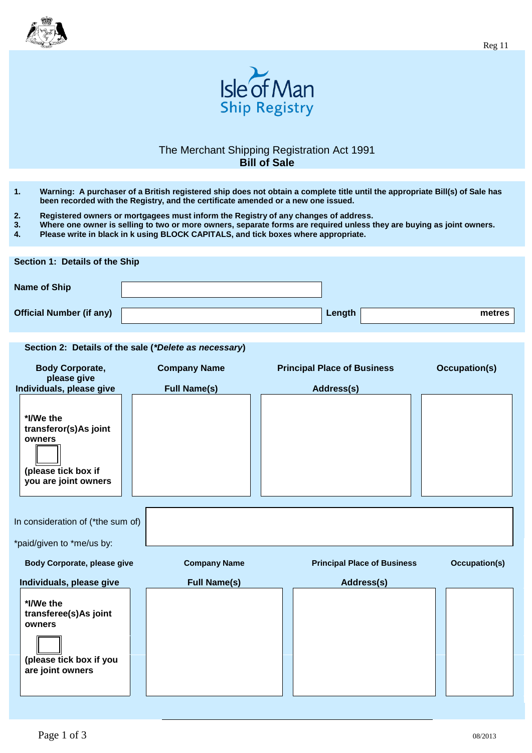Reg 11

# Isle of Man Ship Registry

## The Merchant Shipping Registration Act 1991
## Bill of Sale

1. **Warning: A purchaser of a British registered ship does not obtain a complete title until the appropriate Bill(s) of Sale has been recorded with the Registry, and the certificate amended or a new one issued.**
2. **Registered owners or mortgagees must inform the Registry of any changes of address.**
3. **Where one owner is selling to two or more owners, separate forms are required unless they are buying as joint owners.**
4. **Please write in black in k using BLOCK CAPITALS, and tick boxes where appropriate.**

### Section 1: Details of the Ship

| | | | |
|---|---|---|---|
| **Name of Ship** | | | |
| **Official Number (if any)** | | **Length** | **metres** |

### Section 2: Details of the sale (*\*Delete as necessary*)

| **Body Corporate, please give** / **Individuals, please give** | **Company Name** / **Full Name(s)** | **Principal Place of Business** / **Address(s)** | **Occupation(s)** |
|---|---|---|---|
| **\*I/We the transferor(s)As joint owners** ☐ **(please tick box if you are joint owners** | | | |

In consideration of (\*the sum of)

\*paid/given to \*me/us by:

| **Body Corporate, please give** / **Individuals, please give** | **Company Name** / **Full Name(s)** | **Principal Place of Business** / **Address(s)** | **Occupation(s)** |
|---|---|---|---|
| **\*I/We the transferee(s)As joint owners** ☐ **(please tick box if you are joint owners** | | | |

08/2013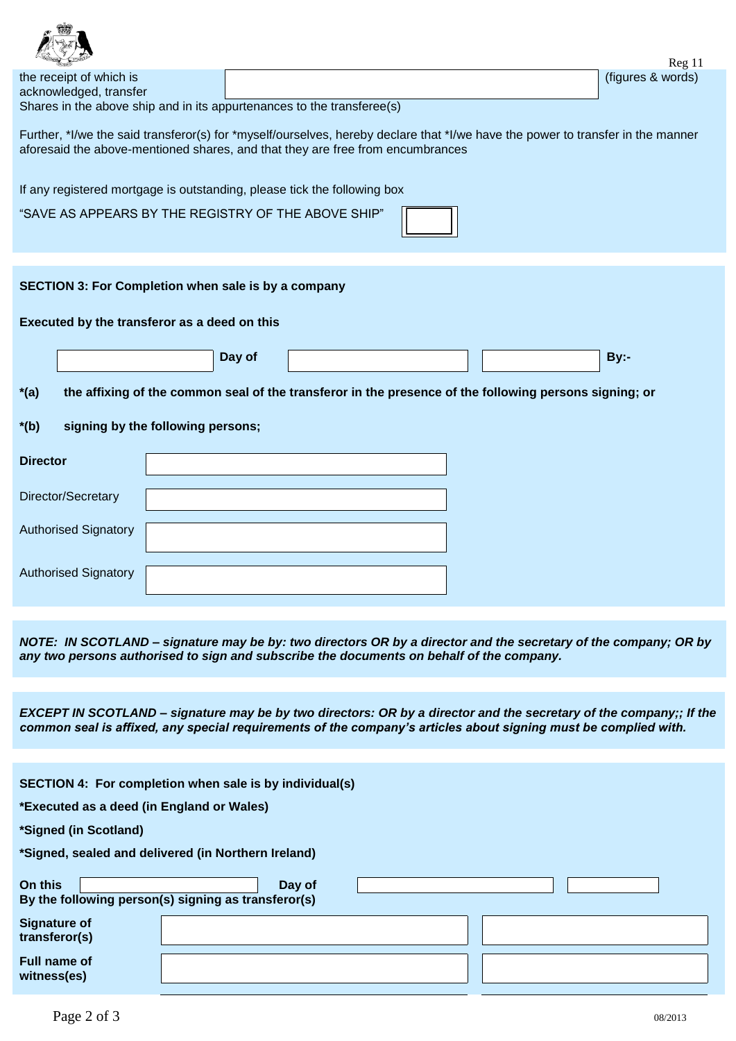Reg 11

the receipt of which is acknowledged, transfer [ ] (figures & words)
Shares in the above ship and in its appurtenances to the transferee(s)

Further, *I/we the said transferor(s) for *myself/ourselves, hereby declare that *I/we have the power to transfer in the manner aforesaid the above-mentioned shares, and that they are free from encumbrances

If any registered mortgage is outstanding, please tick the following box

"SAVE AS APPEARS BY THE REGISTRY OF THE ABOVE SHIP" [ ]

**SECTION 3: For Completion when sale is by a company**

**Executed by the transferor as a deed on this**

[ ] **Day of** [ ] [ ] **By:-**

**\*(a) the affixing of the common seal of the transferor in the presence of the following persons signing; or**

**\*(b) signing by the following persons;**

| | |
|---|---|
| **Director** | |
| Director/Secretary | |
| Authorised Signatory | |
| Authorised Signatory | |

***NOTE: IN SCOTLAND – signature may be by: two directors OR by a director and the secretary of the company; OR by any two persons authorised to sign and subscribe the documents on behalf of the company.***

***EXCEPT IN SCOTLAND – signature may be by two directors: OR by a director and the secretary of the company;; If the common seal is affixed, any special requirements of the company's articles about signing must be complied with.***

**SECTION 4: For completion when sale is by individual(s)**

**\*Executed as a deed (in England or Wales)**

**\*Signed (in Scotland)**

**\*Signed, sealed and delivered (in Northern Ireland)**

**On this** [ ] **Day of** [ ] [ ]
**By the following person(s) signing as transferor(s)**

| | | |
|---|---|---|
| **Signature of transferor(s)** | | |
| **Full name of witness(es)** | | |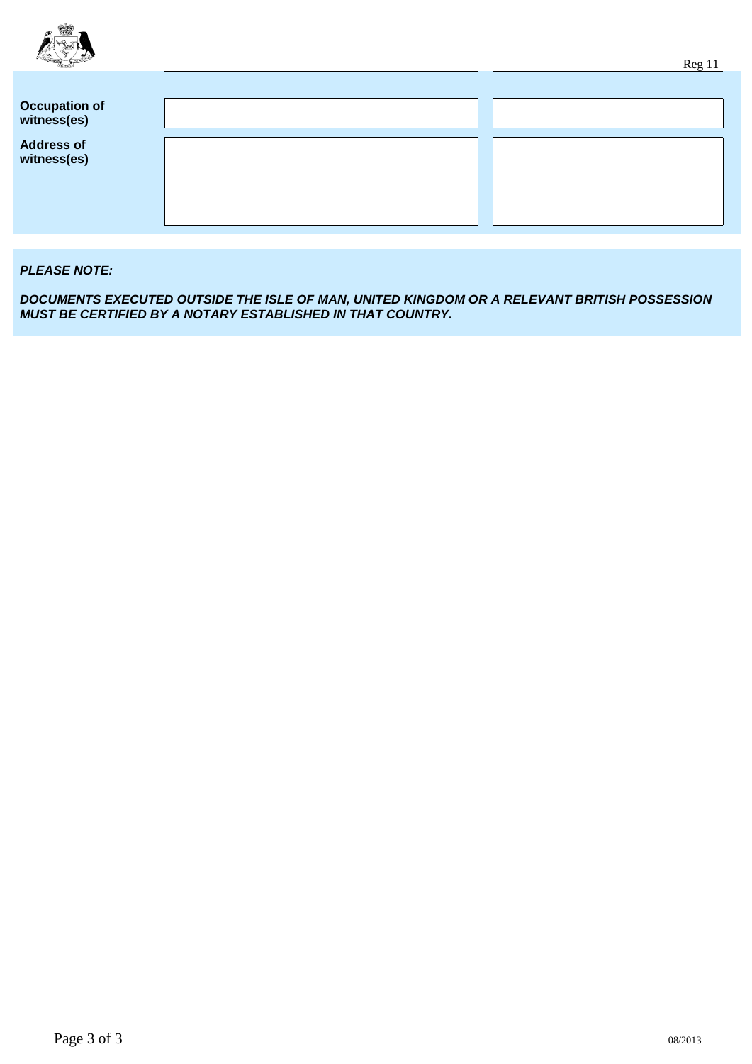Reg 11

| | | |
|---|---|---|
| **Occupation of witness(es)** | | |
| **Address of witness(es)** | | |

***PLEASE NOTE:***

***DOCUMENTS EXECUTED OUTSIDE THE ISLE OF MAN, UNITED KINGDOM OR A RELEVANT BRITISH POSSESSION MUST BE CERTIFIED BY A NOTARY ESTABLISHED IN THAT COUNTRY.***

08/2013